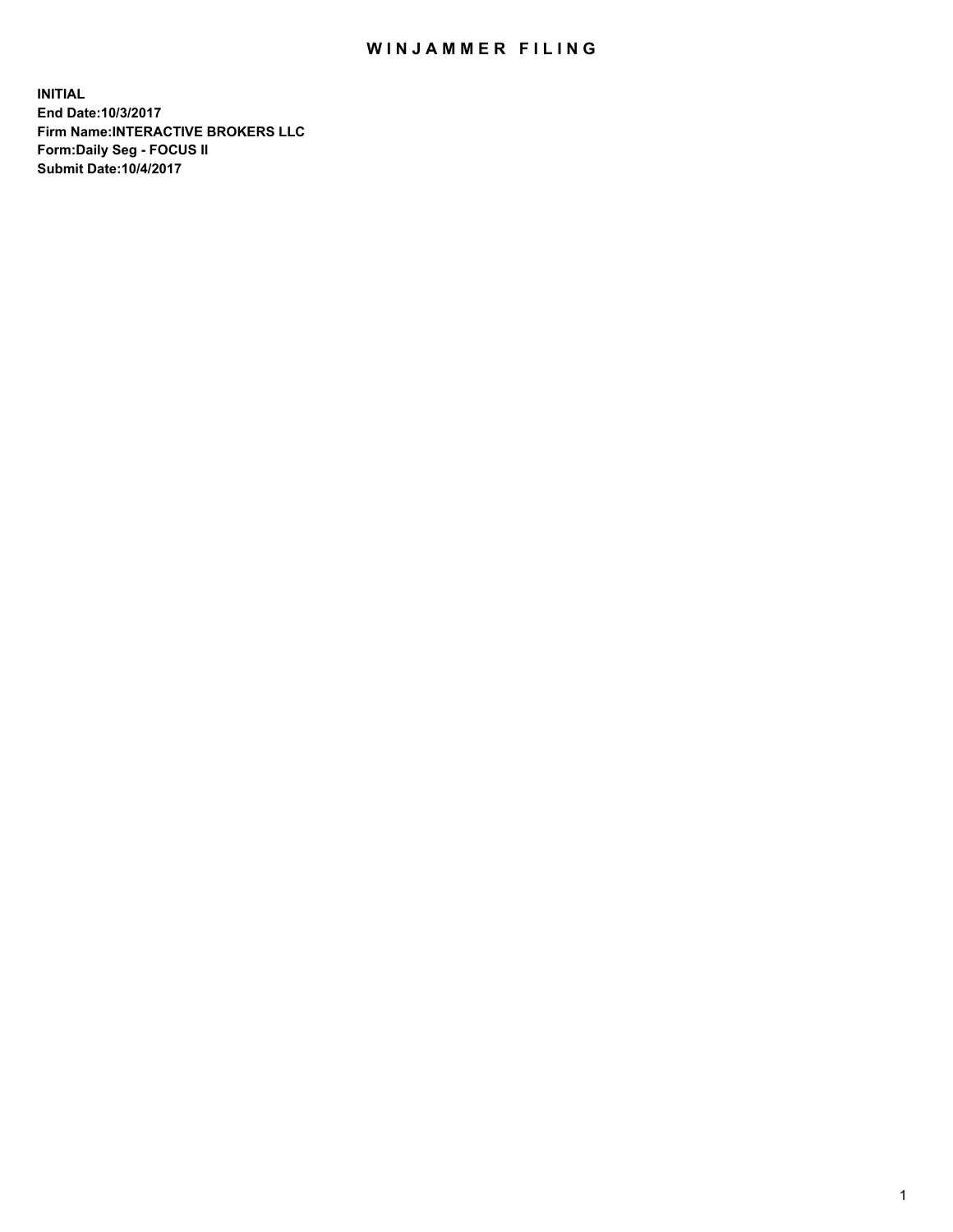# WINJAMMER FILING

**INITIAL**
**End Date:10/3/2017**
**Firm Name:INTERACTIVE BROKERS LLC**
**Form:Daily Seg - FOCUS II**
**Submit Date:10/4/2017**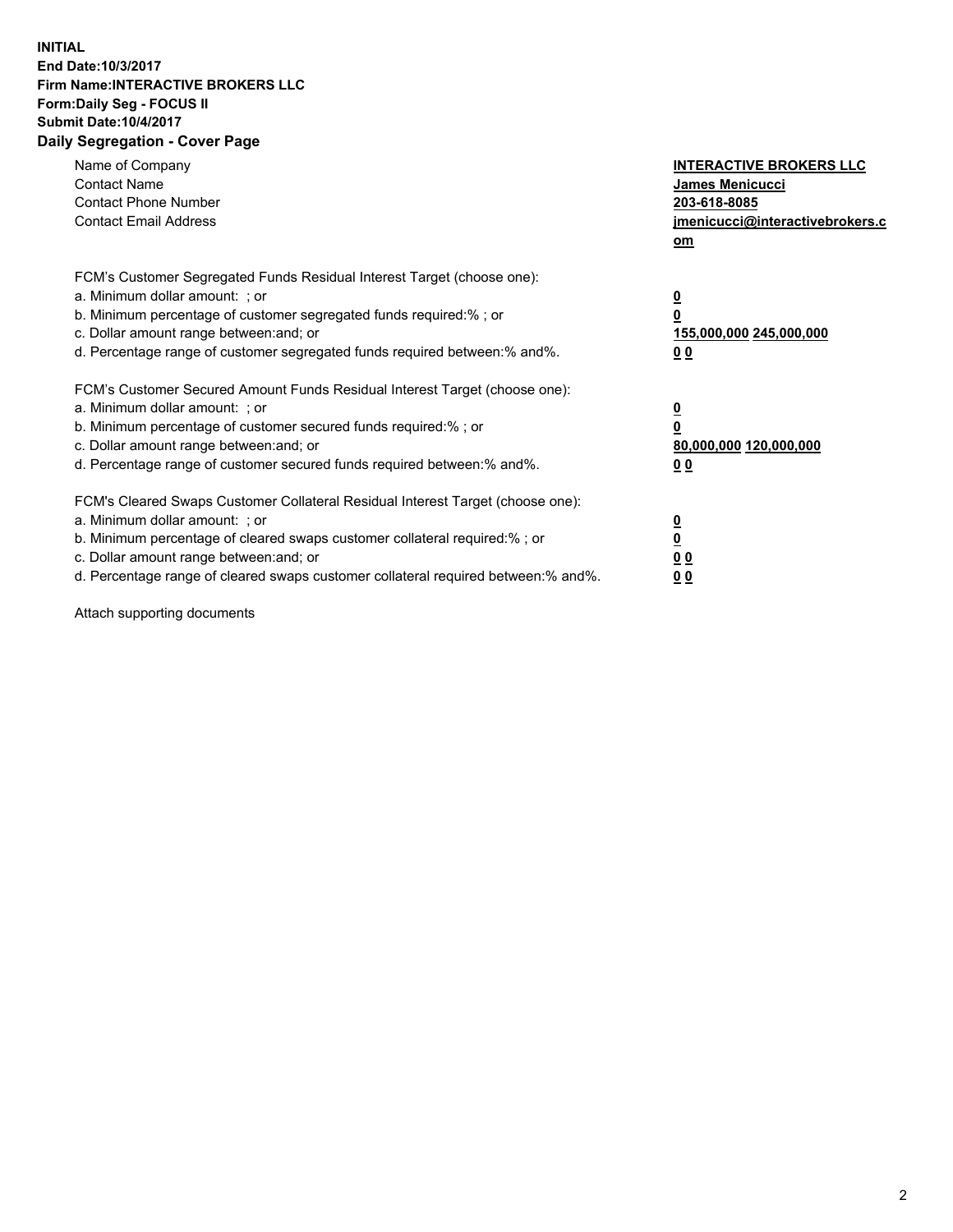**INITIAL**
**End Date:10/3/2017**
**Firm Name:INTERACTIVE BROKERS LLC**
**Form:Daily Seg - FOCUS II**
**Submit Date:10/4/2017**
**Daily Segregation - Cover Page**

| | |
|---|---|
| Name of Company | **INTERACTIVE BROKERS LLC** |
| Contact Name | **James Menicucci** |
| Contact Phone Number | **203-618-8085** |
| Contact Email Address | **jmenicucci@interactivebrokers.com** |

FCM's Customer Segregated Funds Residual Interest Target (choose one):

| | |
|---|---|
| a. Minimum dollar amount: ; or | **0** |
| b. Minimum percentage of customer segregated funds required:% ; or | **0** |
| c. Dollar amount range between:and; or | **155,000,000 245,000,000** |
| d. Percentage range of customer segregated funds required between:% and%. | **0 0** |

FCM's Customer Secured Amount Funds Residual Interest Target (choose one):

| | |
|---|---|
| a. Minimum dollar amount: ; or | **0** |
| b. Minimum percentage of customer secured funds required:% ; or | **0** |
| c. Dollar amount range between:and; or | **80,000,000 120,000,000** |
| d. Percentage range of customer secured funds required between:% and%. | **0 0** |

FCM's Cleared Swaps Customer Collateral Residual Interest Target (choose one):

| | |
|---|---|
| a. Minimum dollar amount: ; or | **0** |
| b. Minimum percentage of cleared swaps customer collateral required:% ; or | **0** |
| c. Dollar amount range between:and; or | **0 0** |
| d. Percentage range of cleared swaps customer collateral required between:% and%. | **0 0** |

Attach supporting documents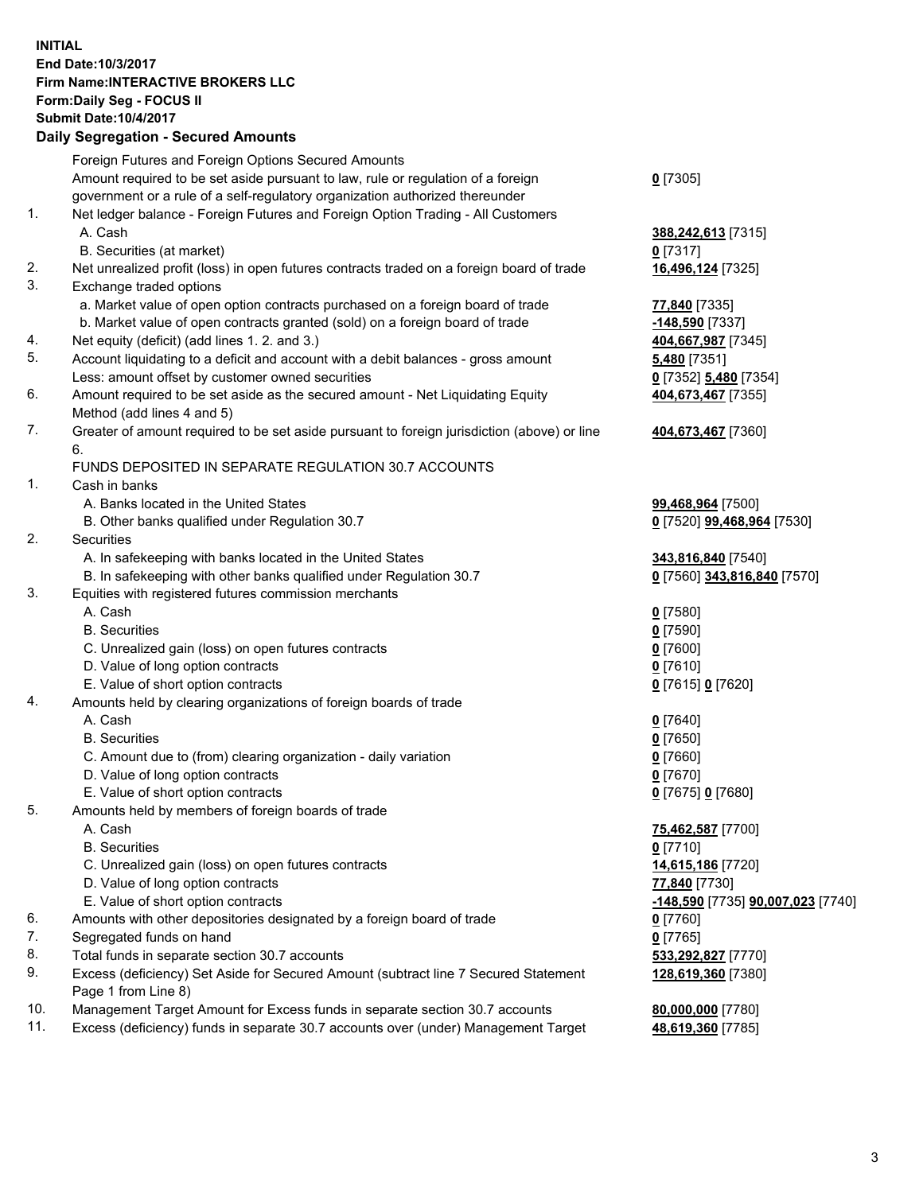**INITIAL**
**End Date:10/3/2017**
**Firm Name:INTERACTIVE BROKERS LLC**
**Form:Daily Seg - FOCUS II**
**Submit Date:10/4/2017**

**Daily Segregation - Secured Amounts**

| | | |
|---|---|---|
| | Foreign Futures and Foreign Options Secured Amounts | |
| | Amount required to be set aside pursuant to law, rule or regulation of a foreign government or a rule of a self-regulatory organization authorized thereunder | **0** [7305] |
| 1. | Net ledger balance - Foreign Futures and Foreign Option Trading - All Customers | |
| | A. Cash | **388,242,613** [7315] |
| | B. Securities (at market) | **0** [7317] |
| 2. | Net unrealized profit (loss) in open futures contracts traded on a foreign board of trade | **16,496,124** [7325] |
| 3. | Exchange traded options | |
| | a. Market value of open option contracts purchased on a foreign board of trade | **77,840** [7335] |
| | b. Market value of open contracts granted (sold) on a foreign board of trade | **-148,590** [7337] |
| 4. | Net equity (deficit) (add lines 1. 2. and 3.) | **404,667,987** [7345] |
| 5. | Account liquidating to a deficit and account with a debit balances - gross amount | **5,480** [7351] |
| | Less: amount offset by customer owned securities | **0** [7352] **5,480** [7354] |
| 6. | Amount required to be set aside as the secured amount - Net Liquidating Equity Method (add lines 4 and 5) | **404,673,467** [7355] |
| 7. | Greater of amount required to be set aside pursuant to foreign jurisdiction (above) or line 6. | **404,673,467** [7360] |
| | FUNDS DEPOSITED IN SEPARATE REGULATION 30.7 ACCOUNTS | |
| 1. | Cash in banks | |
| | A. Banks located in the United States | **99,468,964** [7500] |
| | B. Other banks qualified under Regulation 30.7 | **0** [7520] **99,468,964** [7530] |
| 2. | Securities | |
| | A. In safekeeping with banks located in the United States | **343,816,840** [7540] |
| | B. In safekeeping with other banks qualified under Regulation 30.7 | **0** [7560] **343,816,840** [7570] |
| 3. | Equities with registered futures commission merchants | |
| | A. Cash | **0** [7580] |
| | B. Securities | **0** [7590] |
| | C. Unrealized gain (loss) on open futures contracts | **0** [7600] |
| | D. Value of long option contracts | **0** [7610] |
| | E. Value of short option contracts | **0** [7615] **0** [7620] |
| 4. | Amounts held by clearing organizations of foreign boards of trade | |
| | A. Cash | **0** [7640] |
| | B. Securities | **0** [7650] |
| | C. Amount due to (from) clearing organization - daily variation | **0** [7660] |
| | D. Value of long option contracts | **0** [7670] |
| | E. Value of short option contracts | **0** [7675] **0** [7680] |
| 5. | Amounts held by members of foreign boards of trade | |
| | A. Cash | **75,462,587** [7700] |
| | B. Securities | **0** [7710] |
| | C. Unrealized gain (loss) on open futures contracts | **14,615,186** [7720] |
| | D. Value of long option contracts | **77,840** [7730] |
| | E. Value of short option contracts | **-148,590** [7735] **90,007,023** [7740] |
| 6. | Amounts with other depositories designated by a foreign board of trade | **0** [7760] |
| 7. | Segregated funds on hand | **0** [7765] |
| 8. | Total funds in separate section 30.7 accounts | **533,292,827** [7770] |
| 9. | Excess (deficiency) Set Aside for Secured Amount (subtract line 7 Secured Statement Page 1 from Line 8) | **128,619,360** [7380] |
| 10. | Management Target Amount for Excess funds in separate section 30.7 accounts | **80,000,000** [7780] |
| 11. | Excess (deficiency) funds in separate 30.7 accounts over (under) Management Target | **48,619,360** [7785] |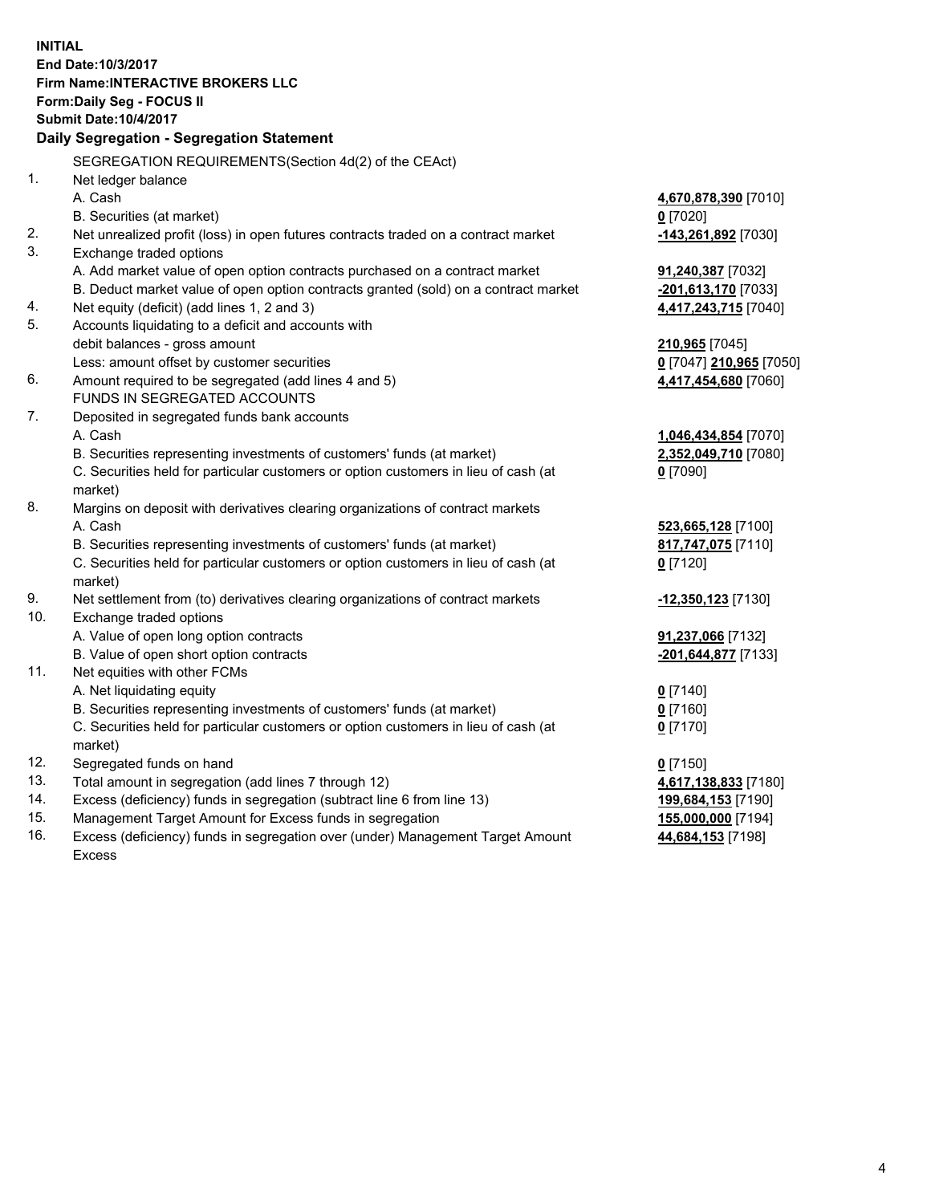**INITIAL**
**End Date:10/3/2017**
**Firm Name:INTERACTIVE BROKERS LLC**
**Form:Daily Seg - FOCUS II**
**Submit Date:10/4/2017**

## Daily Segregation - Segregation Statement

| | | |
|---|---|---|
| | SEGREGATION REQUIREMENTS(Section 4d(2) of the CEAct) | |
| 1. | Net ledger balance | |
| | A. Cash | **4,670,878,390** [7010] |
| | B. Securities (at market) | **0** [7020] |
| 2. | Net unrealized profit (loss) in open futures contracts traded on a contract market | **-143,261,892** [7030] |
| 3. | Exchange traded options | |
| | A. Add market value of open option contracts purchased on a contract market | **91,240,387** [7032] |
| | B. Deduct market value of open option contracts granted (sold) on a contract market | **-201,613,170** [7033] |
| 4. | Net equity (deficit) (add lines 1, 2 and 3) | **4,417,243,715** [7040] |
| 5. | Accounts liquidating to a deficit and accounts with | |
| | debit balances - gross amount | **210,965** [7045] |
| | Less: amount offset by customer securities | **0** [7047] **210,965** [7050] |
| 6. | Amount required to be segregated (add lines 4 and 5) | **4,417,454,680** [7060] |
| | FUNDS IN SEGREGATED ACCOUNTS | |
| 7. | Deposited in segregated funds bank accounts | |
| | A. Cash | **1,046,434,854** [7070] |
| | B. Securities representing investments of customers' funds (at market) | **2,352,049,710** [7080] |
| | C. Securities held for particular customers or option customers in lieu of cash (at market) | **0** [7090] |
| 8. | Margins on deposit with derivatives clearing organizations of contract markets | |
| | A. Cash | **523,665,128** [7100] |
| | B. Securities representing investments of customers' funds (at market) | **817,747,075** [7110] |
| | C. Securities held for particular customers or option customers in lieu of cash (at market) | **0** [7120] |
| 9. | Net settlement from (to) derivatives clearing organizations of contract markets | **-12,350,123** [7130] |
| 10. | Exchange traded options | |
| | A. Value of open long option contracts | **91,237,066** [7132] |
| | B. Value of open short option contracts | **-201,644,877** [7133] |
| 11. | Net equities with other FCMs | |
| | A. Net liquidating equity | **0** [7140] |
| | B. Securities representing investments of customers' funds (at market) | **0** [7160] |
| | C. Securities held for particular customers or option customers in lieu of cash (at market) | **0** [7170] |
| 12. | Segregated funds on hand | **0** [7150] |
| 13. | Total amount in segregation (add lines 7 through 12) | **4,617,138,833** [7180] |
| 14. | Excess (deficiency) funds in segregation (subtract line 6 from line 13) | **199,684,153** [7190] |
| 15. | Management Target Amount for Excess funds in segregation | **155,000,000** [7194] |
| 16. | Excess (deficiency) funds in segregation over (under) Management Target Amount Excess | **44,684,153** [7198] |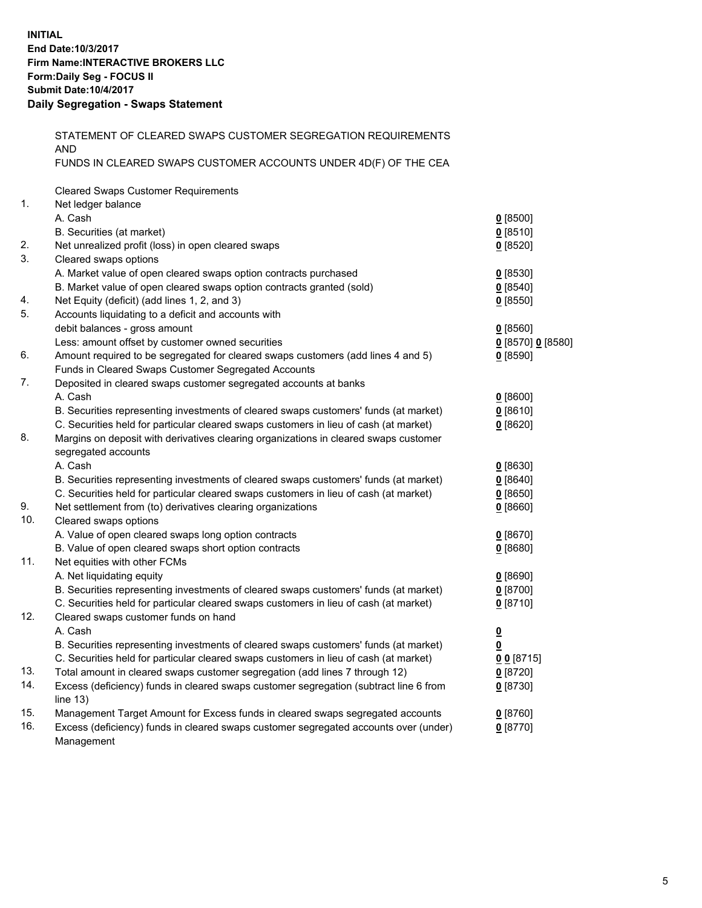**INITIAL**
**End Date:10/3/2017**
**Firm Name:INTERACTIVE BROKERS LLC**
**Form:Daily Seg - FOCUS II**
**Submit Date:10/4/2017**
**Daily Segregation - Swaps Statement**

STATEMENT OF CLEARED SWAPS CUSTOMER SEGREGATION REQUIREMENTS AND FUNDS IN CLEARED SWAPS CUSTOMER ACCOUNTS UNDER 4D(F) OF THE CEA

| | | |
|---|---|---|
| | Cleared Swaps Customer Requirements | |
| 1. | Net ledger balance | |
| | A. Cash | 0 [8500] |
| | B. Securities (at market) | 0 [8510] |
| 2. | Net unrealized profit (loss) in open cleared swaps | 0 [8520] |
| 3. | Cleared swaps options | |
| | A. Market value of open cleared swaps option contracts purchased | 0 [8530] |
| | B. Market value of open cleared swaps option contracts granted (sold) | 0 [8540] |
| 4. | Net Equity (deficit) (add lines 1, 2, and 3) | 0 [8550] |
| 5. | Accounts liquidating to a deficit and accounts with debit balances - gross amount | 0 [8560] |
| | Less: amount offset by customer owned securities | 0 [8570] 0 [8580] |
| 6. | Amount required to be segregated for cleared swaps customers (add lines 4 and 5) | 0 [8590] |
| | Funds in Cleared Swaps Customer Segregated Accounts | |
| 7. | Deposited in cleared swaps customer segregated accounts at banks | |
| | A. Cash | 0 [8600] |
| | B. Securities representing investments of cleared swaps customers' funds (at market) | 0 [8610] |
| | C. Securities held for particular cleared swaps customers in lieu of cash (at market) | 0 [8620] |
| 8. | Margins on deposit with derivatives clearing organizations in cleared swaps customer segregated accounts | |
| | A. Cash | 0 [8630] |
| | B. Securities representing investments of cleared swaps customers' funds (at market) | 0 [8640] |
| | C. Securities held for particular cleared swaps customers in lieu of cash (at market) | 0 [8650] |
| 9. | Net settlement from (to) derivatives clearing organizations | 0 [8660] |
| 10. | Cleared swaps options | |
| | A. Value of open cleared swaps long option contracts | 0 [8670] |
| | B. Value of open cleared swaps short option contracts | 0 [8680] |
| 11. | Net equities with other FCMs | |
| | A. Net liquidating equity | 0 [8690] |
| | B. Securities representing investments of cleared swaps customers' funds (at market) | 0 [8700] |
| | C. Securities held for particular cleared swaps customers in lieu of cash (at market) | 0 [8710] |
| 12. | Cleared swaps customer funds on hand | |
| | A. Cash | 0 |
| | B. Securities representing investments of cleared swaps customers' funds (at market) | 0 |
| | C. Securities held for particular cleared swaps customers in lieu of cash (at market) | 0 0 [8715] |
| 13. | Total amount in cleared swaps customer segregation (add lines 7 through 12) | 0 [8720] |
| 14. | Excess (deficiency) funds in cleared swaps customer segregation (subtract line 6 from line 13) | 0 [8730] |
| 15. | Management Target Amount for Excess funds in cleared swaps segregated accounts | 0 [8760] |
| 16. | Excess (deficiency) funds in cleared swaps customer segregated accounts over (under) Management | 0 [8770] |